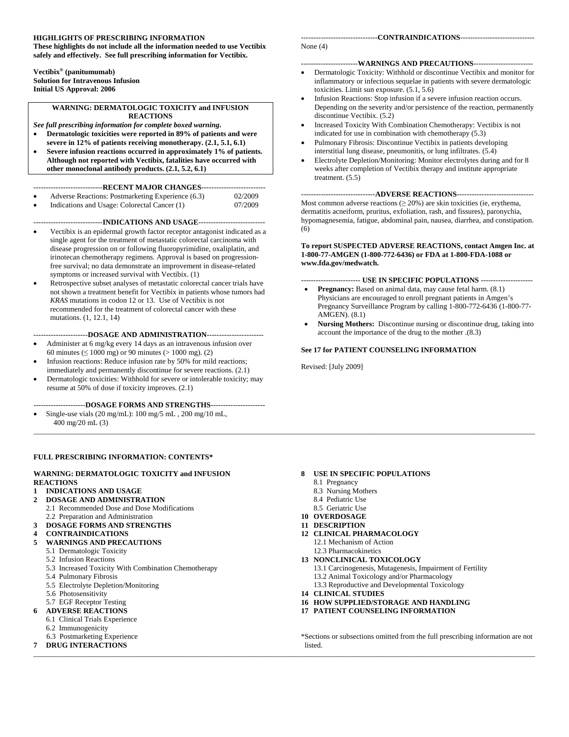**HIGHLIGHTS OF PRESCRIBING INFORMATION**
**These highlights do not include all the information needed to use Vectibix safely and effectively. See full prescribing information for Vectibix.**

**Vectibix® (panitumumab)**
**Solution for Intravenous Infusion**
**Initial US Approval: 2006**

**WARNING: DERMATOLOGIC TOXICITY and INFUSION REACTIONS**

***See full prescribing information for complete boxed warning.***

- **Dermatologic toxicities were reported in 89% of patients and were severe in 12% of patients receiving monotherapy. (2.1, 5.1, 6.1)**
- **Severe infusion reactions occurred in approximately 1% of patients. Although not reported with Vectibix, fatalities have occurred with other monoclonal antibody products. (2.1, 5.2, 6.1)**

**RECENT MAJOR CHANGES**

- Adverse Reactions: Postmarketing Experience (6.3) 02/2009
- Indications and Usage: Colorectal Cancer (1) 07/2009

**INDICATIONS AND USAGE**

- Vectibix is an epidermal growth factor receptor antagonist indicated as a single agent for the treatment of metastatic colorectal carcinoma with disease progression on or following fluoropyrimidine, oxaliplatin, and irinotecan chemotherapy regimens. Approval is based on progression-free survival; no data demonstrate an improvement in disease-related symptoms or increased survival with Vectibix. (1)
- Retrospective subset analyses of metastatic colorectal cancer trials have not shown a treatment benefit for Vectibix in patients whose tumors had *KRAS* mutations in codon 12 or 13. Use of Vectibix is not recommended for the treatment of colorectal cancer with these mutations. (1, 12.1, 14)

**DOSAGE AND ADMINISTRATION**

- Administer at 6 mg/kg every 14 days as an intravenous infusion over 60 minutes (≤ 1000 mg) or 90 minutes (> 1000 mg). (2)
- Infusion reactions: Reduce infusion rate by 50% for mild reactions; immediately and permanently discontinue for severe reactions. (2.1)
- Dermatologic toxicities: Withhold for severe or intolerable toxicity; may resume at 50% of dose if toxicity improves. (2.1)

**DOSAGE FORMS AND STRENGTHS**

- Single-use vials (20 mg/mL): 100 mg/5 mL , 200 mg/10 mL, 400 mg/20 mL (3)

**CONTRAINDICATIONS**

None (4)

**WARNINGS AND PRECAUTIONS**

- Dermatologic Toxicity: Withhold or discontinue Vectibix and monitor for inflammatory or infectious sequelae in patients with severe dermatologic toxicities. Limit sun exposure. (5.1, 5.6)
- Infusion Reactions: Stop infusion if a severe infusion reaction occurs. Depending on the severity and/or persistence of the reaction, permanently discontinue Vectibix. (5.2)
- Increased Toxicity With Combination Chemotherapy: Vectibix is not indicated for use in combination with chemotherapy (5.3)
- Pulmonary Fibrosis: Discontinue Vectibix in patients developing interstitial lung disease, pneumonitis, or lung infiltrates. (5.4)
- Electrolyte Depletion/Monitoring: Monitor electrolytes during and for 8 weeks after completion of Vectibix therapy and institute appropriate treatment. (5.5)

**ADVERSE REACTIONS**

Most common adverse reactions (≥ 20%) are skin toxicities (ie, erythema, dermatitis acneiform, pruritus, exfoliation, rash, and fissures), paronychia, hypomagnesemia, fatigue, abdominal pain, nausea, diarrhea, and constipation. (6)

**To report SUSPECTED ADVERSE REACTIONS, contact Amgen Inc. at 1-800-77-AMGEN (1-800-772-6436) or FDA at 1-800-FDA-1088 or www.fda.gov/medwatch.**

**USE IN SPECIFIC POPULATIONS**

- **Pregnancy:** Based on animal data, may cause fetal harm. (8.1) Physicians are encouraged to enroll pregnant patients in Amgen's Pregnancy Surveillance Program by calling 1-800-772-6436 (1-800-77-AMGEN). (8.1)
- **Nursing Mothers:** Discontinue nursing or discontinue drug, taking into account the importance of the drug to the mother .(8.3)

**See 17 for PATIENT COUNSELING INFORMATION**

Revised: [July 2009]

**FULL PRESCRIBING INFORMATION: CONTENTS***

**WARNING: DERMATOLOGIC TOXICITY and INFUSION REACTIONS**

**1 INDICATIONS AND USAGE**

**2 DOSAGE AND ADMINISTRATION**
- 2.1 Recommended Dose and Dose Modifications
- 2.2 Preparation and Administration

**3 DOSAGE FORMS AND STRENGTHS**

**4 CONTRAINDICATIONS**

**5 WARNINGS AND PRECAUTIONS**
- 5.1 Dermatologic Toxicity
- 5.2 Infusion Reactions
- 5.3 Increased Toxicity With Combination Chemotherapy
- 5.4 Pulmonary Fibrosis
- 5.5 Electrolyte Depletion/Monitoring
- 5.6 Photosensitivity
- 5.7 EGF Receptor Testing

**6 ADVERSE REACTIONS**
- 6.1 Clinical Trials Experience
- 6.2 Immunogenicity
- 6.3 Postmarketing Experience

**7 DRUG INTERACTIONS**

**8 USE IN SPECIFIC POPULATIONS**
- 8.1 Pregnancy
- 8.3 Nursing Mothers
- 8.4 Pediatric Use
- 8.5 Geriatric Use

**10 OVERDOSAGE**

**11 DESCRIPTION**

**12 CLINICAL PHARMACOLOGY**
- 12.1 Mechanism of Action
- 12.3 Pharmacokinetics

**13 NONCLINICAL TOXICOLOGY**
- 13.1 Carcinogenesis, Mutagenesis, Impairment of Fertility
- 13.2 Animal Toxicology and/or Pharmacology
- 13.3 Reproductive and Developmental Toxicology

**14 CLINICAL STUDIES**

**16 HOW SUPPLIED/STORAGE AND HANDLING**

**17 PATIENT COUNSELING INFORMATION**

*Sections or subsections omitted from the full prescribing information are not listed.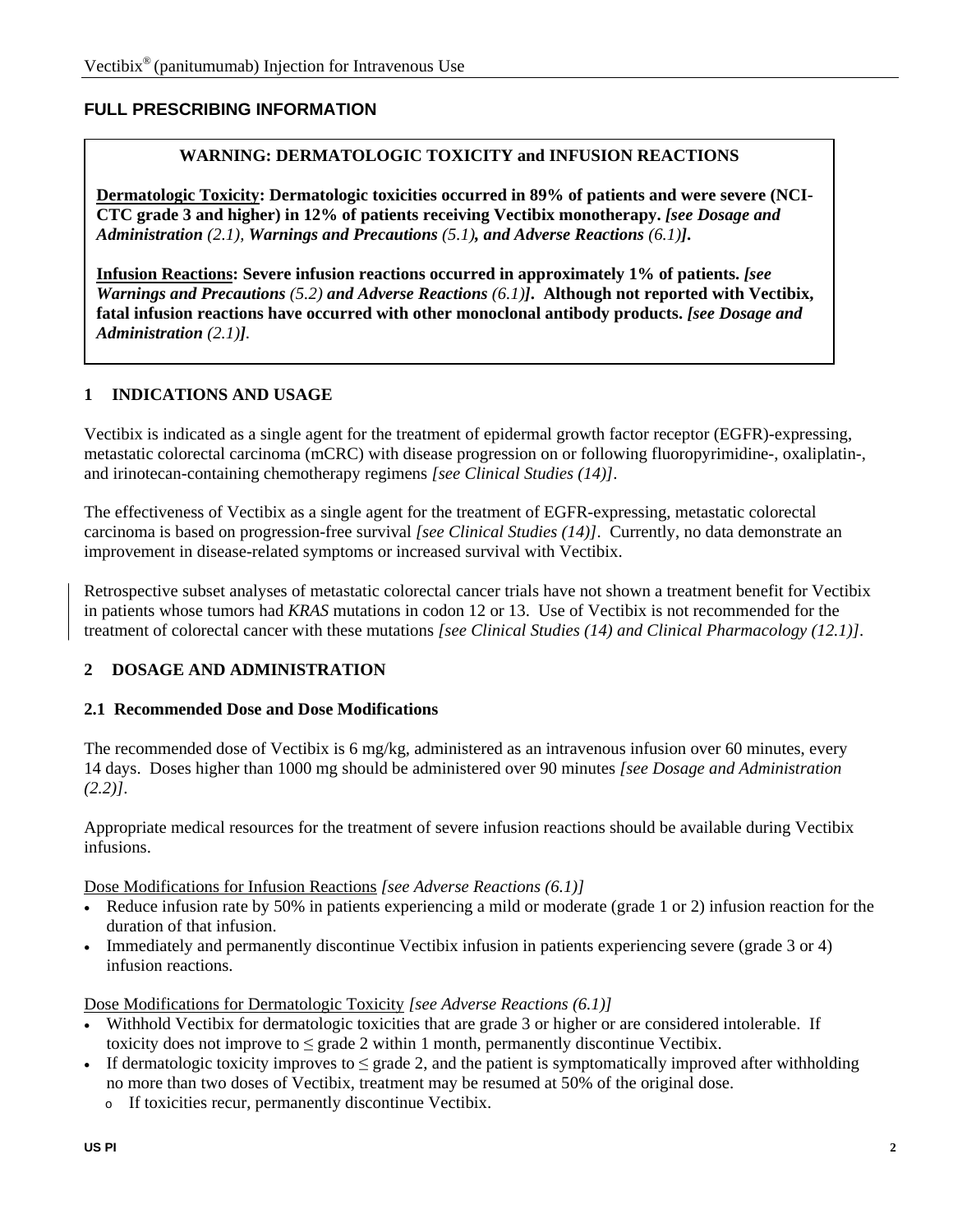## FULL PRESCRIBING INFORMATION

> **WARNING: DERMATOLOGIC TOXICITY and INFUSION REACTIONS**
>
> **Dermatologic Toxicity: Dermatologic toxicities occurred in 89% of patients and were severe (NCI-CTC grade 3 and higher) in 12% of patients receiving Vectibix monotherapy.** ***[see Dosage and Administration** (2.1)**, Warnings and Precautions** (5.1)**, and Adverse Reactions** (6.1)**].***
>
> **Infusion Reactions: Severe infusion reactions occurred in approximately 1% of patients.** ***[see Warnings and Precautions** (5.2) **and Adverse Reactions** (6.1)**].*** **Although not reported with Vectibix, fatal infusion reactions have occurred with other monoclonal antibody products.** ***[see Dosage and Administration** (2.1)**].***

## 1 INDICATIONS AND USAGE

Vectibix is indicated as a single agent for the treatment of epidermal growth factor receptor (EGFR)-expressing, metastatic colorectal carcinoma (mCRC) with disease progression on or following fluoropyrimidine-, oxaliplatin-, and irinotecan-containing chemotherapy regimens *[see Clinical Studies (14)]*.

The effectiveness of Vectibix as a single agent for the treatment of EGFR-expressing, metastatic colorectal carcinoma is based on progression-free survival *[see Clinical Studies (14)]*. Currently, no data demonstrate an improvement in disease-related symptoms or increased survival with Vectibix.

Retrospective subset analyses of metastatic colorectal cancer trials have not shown a treatment benefit for Vectibix in patients whose tumors had *KRAS* mutations in codon 12 or 13. Use of Vectibix is not recommended for the treatment of colorectal cancer with these mutations *[see Clinical Studies (14) and Clinical Pharmacology (12.1)]*.

## 2 DOSAGE AND ADMINISTRATION

### 2.1 Recommended Dose and Dose Modifications

The recommended dose of Vectibix is 6 mg/kg, administered as an intravenous infusion over 60 minutes, every 14 days. Doses higher than 1000 mg should be administered over 90 minutes *[see Dosage and Administration (2.2)]*.

Appropriate medical resources for the treatment of severe infusion reactions should be available during Vectibix infusions.

<u>Dose Modifications for Infusion Reactions</u> *[see Adverse Reactions (6.1)]*

- Reduce infusion rate by 50% in patients experiencing a mild or moderate (grade 1 or 2) infusion reaction for the duration of that infusion.
- Immediately and permanently discontinue Vectibix infusion in patients experiencing severe (grade 3 or 4) infusion reactions.

<u>Dose Modifications for Dermatologic Toxicity</u> *[see Adverse Reactions (6.1)]*

- Withhold Vectibix for dermatologic toxicities that are grade 3 or higher or are considered intolerable. If toxicity does not improve to ≤ grade 2 within 1 month, permanently discontinue Vectibix.
- If dermatologic toxicity improves to ≤ grade 2, and the patient is symptomatically improved after withholding no more than two doses of Vectibix, treatment may be resumed at 50% of the original dose.
    - If toxicities recur, permanently discontinue Vectibix.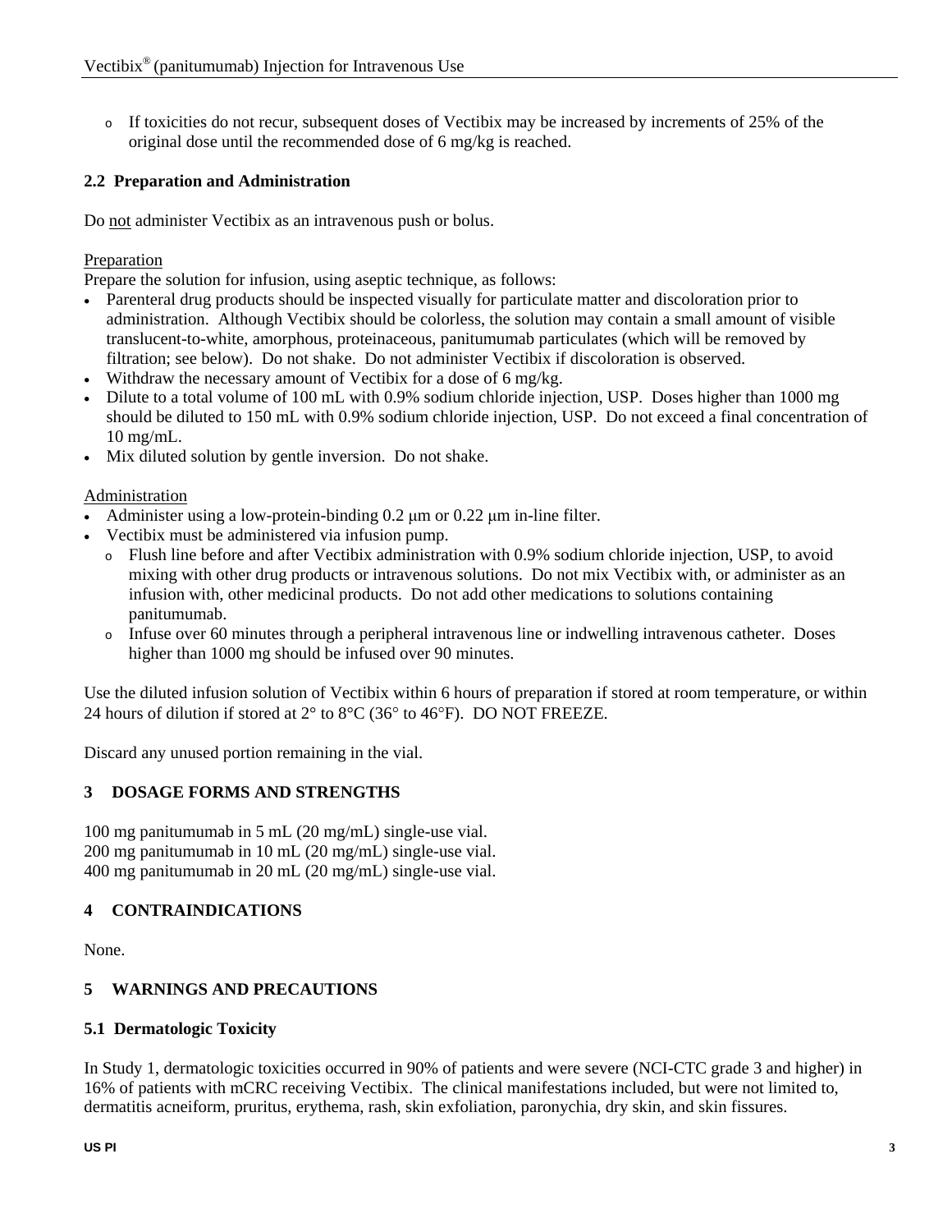- If toxicities do not recur, subsequent doses of Vectibix may be increased by increments of 25% of the original dose until the recommended dose of 6 mg/kg is reached.

### 2.2 Preparation and Administration

Do not administer Vectibix as an intravenous push or bolus.

Preparation

Prepare the solution for infusion, using aseptic technique, as follows:

- Parenteral drug products should be inspected visually for particulate matter and discoloration prior to administration. Although Vectibix should be colorless, the solution may contain a small amount of visible translucent-to-white, amorphous, proteinaceous, panitumumab particulates (which will be removed by filtration; see below). Do not shake. Do not administer Vectibix if discoloration is observed.
- Withdraw the necessary amount of Vectibix for a dose of 6 mg/kg.
- Dilute to a total volume of 100 mL with 0.9% sodium chloride injection, USP. Doses higher than 1000 mg should be diluted to 150 mL with 0.9% sodium chloride injection, USP. Do not exceed a final concentration of 10 mg/mL.
- Mix diluted solution by gentle inversion. Do not shake.

Administration

- Administer using a low-protein-binding 0.2 μm or 0.22 μm in-line filter.
- Vectibix must be administered via infusion pump.
  - Flush line before and after Vectibix administration with 0.9% sodium chloride injection, USP, to avoid mixing with other drug products or intravenous solutions. Do not mix Vectibix with, or administer as an infusion with, other medicinal products. Do not add other medications to solutions containing panitumumab.
  - Infuse over 60 minutes through a peripheral intravenous line or indwelling intravenous catheter. Doses higher than 1000 mg should be infused over 90 minutes.

Use the diluted infusion solution of Vectibix within 6 hours of preparation if stored at room temperature, or within 24 hours of dilution if stored at 2° to 8°C (36° to 46°F). DO NOT FREEZE.

Discard any unused portion remaining in the vial.

## 3 DOSAGE FORMS AND STRENGTHS

100 mg panitumumab in 5 mL (20 mg/mL) single-use vial.
200 mg panitumumab in 10 mL (20 mg/mL) single-use vial.
400 mg panitumumab in 20 mL (20 mg/mL) single-use vial.

## 4 CONTRAINDICATIONS

None.

## 5 WARNINGS AND PRECAUTIONS

### 5.1 Dermatologic Toxicity

In Study 1, dermatologic toxicities occurred in 90% of patients and were severe (NCI-CTC grade 3 and higher) in 16% of patients with mCRC receiving Vectibix. The clinical manifestations included, but were not limited to, dermatitis acneiform, pruritus, erythema, rash, skin exfoliation, paronychia, dry skin, and skin fissures.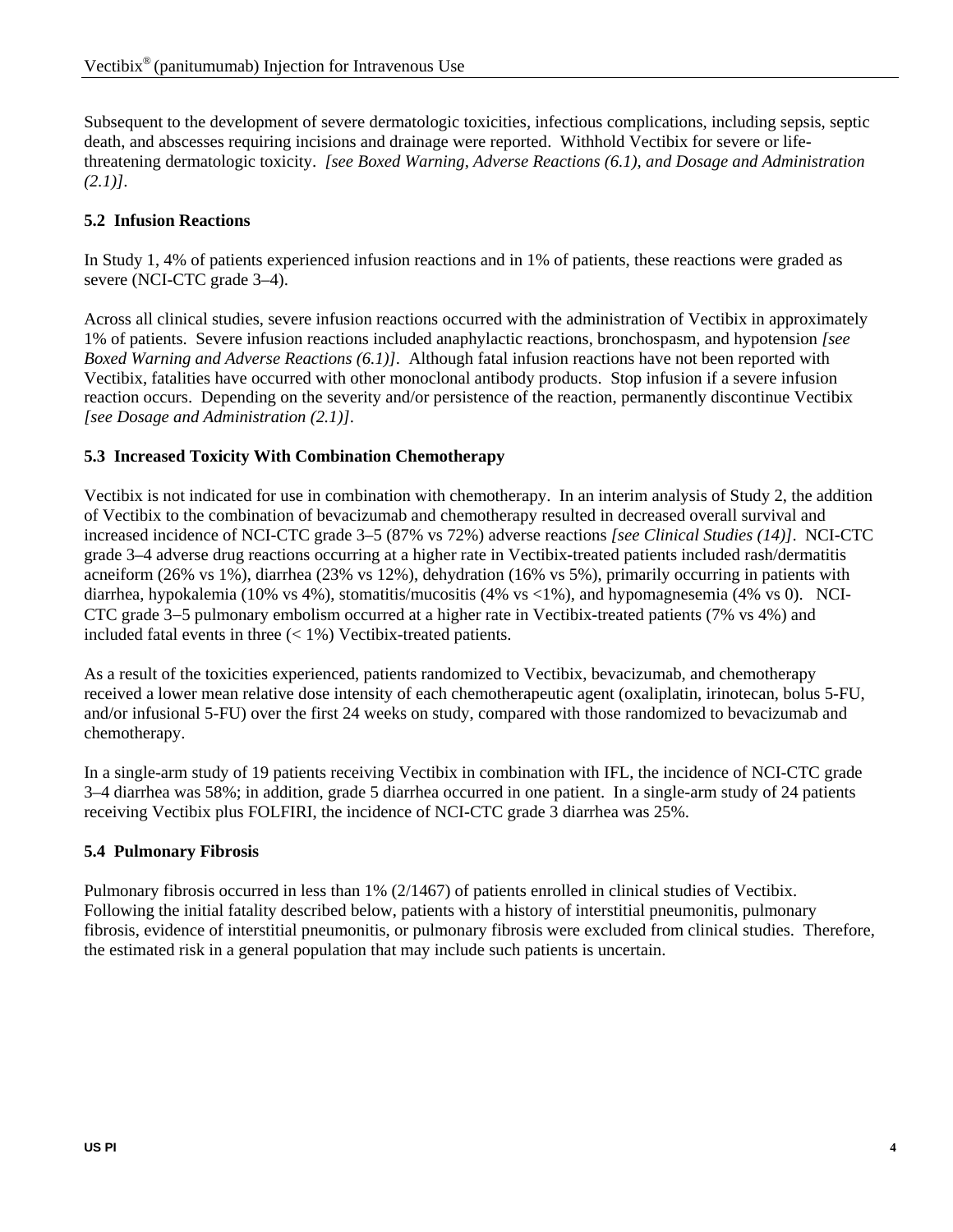Subsequent to the development of severe dermatologic toxicities, infectious complications, including sepsis, septic death, and abscesses requiring incisions and drainage were reported. Withhold Vectibix for severe or life-threatening dermatologic toxicity. *[see Boxed Warning, Adverse Reactions (6.1), and Dosage and Administration (2.1)]*.

### 5.2 Infusion Reactions

In Study 1, 4% of patients experienced infusion reactions and in 1% of patients, these reactions were graded as severe (NCI-CTC grade 3–4).

Across all clinical studies, severe infusion reactions occurred with the administration of Vectibix in approximately 1% of patients. Severe infusion reactions included anaphylactic reactions, bronchospasm, and hypotension *[see Boxed Warning and Adverse Reactions (6.1)]*. Although fatal infusion reactions have not been reported with Vectibix, fatalities have occurred with other monoclonal antibody products. Stop infusion if a severe infusion reaction occurs. Depending on the severity and/or persistence of the reaction, permanently discontinue Vectibix *[see Dosage and Administration (2.1)]*.

### 5.3 Increased Toxicity With Combination Chemotherapy

Vectibix is not indicated for use in combination with chemotherapy. In an interim analysis of Study 2, the addition of Vectibix to the combination of bevacizumab and chemotherapy resulted in decreased overall survival and increased incidence of NCI-CTC grade 3–5 (87% vs 72%) adverse reactions *[see Clinical Studies (14)]*. NCI-CTC grade 3–4 adverse drug reactions occurring at a higher rate in Vectibix-treated patients included rash/dermatitis acneiform (26% vs 1%), diarrhea (23% vs 12%), dehydration (16% vs 5%), primarily occurring in patients with diarrhea, hypokalemia (10% vs 4%), stomatitis/mucositis (4% vs <1%), and hypomagnesemia (4% vs 0). NCI-CTC grade 3–5 pulmonary embolism occurred at a higher rate in Vectibix-treated patients (7% vs 4%) and included fatal events in three (< 1%) Vectibix-treated patients.

As a result of the toxicities experienced, patients randomized to Vectibix, bevacizumab, and chemotherapy received a lower mean relative dose intensity of each chemotherapeutic agent (oxaliplatin, irinotecan, bolus 5-FU, and/or infusional 5-FU) over the first 24 weeks on study, compared with those randomized to bevacizumab and chemotherapy.

In a single-arm study of 19 patients receiving Vectibix in combination with IFL, the incidence of NCI-CTC grade 3–4 diarrhea was 58%; in addition, grade 5 diarrhea occurred in one patient. In a single-arm study of 24 patients receiving Vectibix plus FOLFIRI, the incidence of NCI-CTC grade 3 diarrhea was 25%.

### 5.4 Pulmonary Fibrosis

Pulmonary fibrosis occurred in less than 1% (2/1467) of patients enrolled in clinical studies of Vectibix. Following the initial fatality described below, patients with a history of interstitial pneumonitis, pulmonary fibrosis, evidence of interstitial pneumonitis, or pulmonary fibrosis were excluded from clinical studies. Therefore, the estimated risk in a general population that may include such patients is uncertain.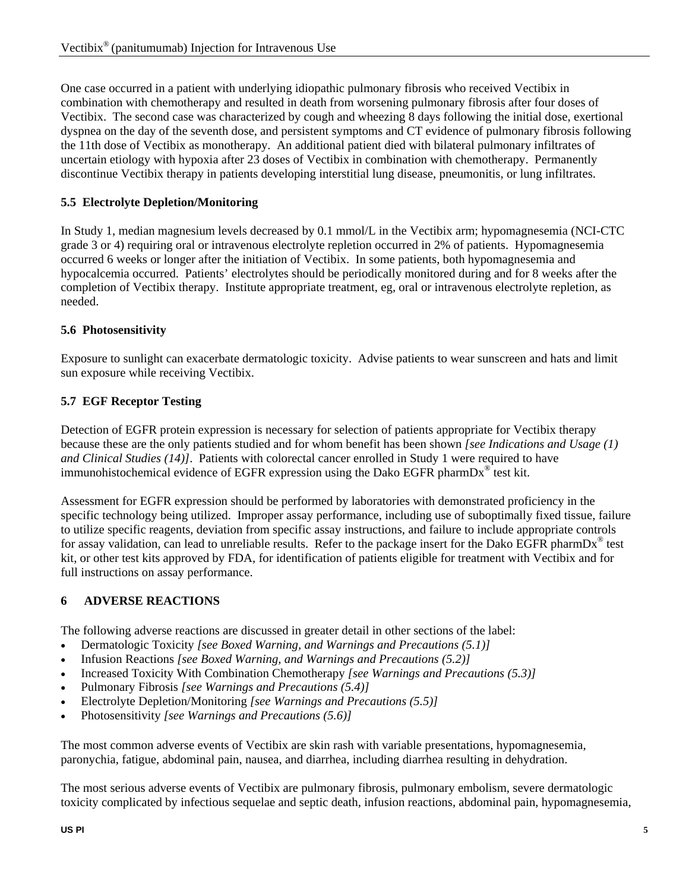One case occurred in a patient with underlying idiopathic pulmonary fibrosis who received Vectibix in combination with chemotherapy and resulted in death from worsening pulmonary fibrosis after four doses of Vectibix. The second case was characterized by cough and wheezing 8 days following the initial dose, exertional dyspnea on the day of the seventh dose, and persistent symptoms and CT evidence of pulmonary fibrosis following the 11th dose of Vectibix as monotherapy. An additional patient died with bilateral pulmonary infiltrates of uncertain etiology with hypoxia after 23 doses of Vectibix in combination with chemotherapy. Permanently discontinue Vectibix therapy in patients developing interstitial lung disease, pneumonitis, or lung infiltrates.

### 5.5 Electrolyte Depletion/Monitoring

In Study 1, median magnesium levels decreased by 0.1 mmol/L in the Vectibix arm; hypomagnesemia (NCI-CTC grade 3 or 4) requiring oral or intravenous electrolyte repletion occurred in 2% of patients. Hypomagnesemia occurred 6 weeks or longer after the initiation of Vectibix. In some patients, both hypomagnesemia and hypocalcemia occurred. Patients' electrolytes should be periodically monitored during and for 8 weeks after the completion of Vectibix therapy. Institute appropriate treatment, eg, oral or intravenous electrolyte repletion, as needed.

### 5.6 Photosensitivity

Exposure to sunlight can exacerbate dermatologic toxicity. Advise patients to wear sunscreen and hats and limit sun exposure while receiving Vectibix.

### 5.7 EGF Receptor Testing

Detection of EGFR protein expression is necessary for selection of patients appropriate for Vectibix therapy because these are the only patients studied and for whom benefit has been shown *[see Indications and Usage (1) and Clinical Studies (14)]*. Patients with colorectal cancer enrolled in Study 1 were required to have immunohistochemical evidence of EGFR expression using the Dako EGFR pharmDx® test kit.

Assessment for EGFR expression should be performed by laboratories with demonstrated proficiency in the specific technology being utilized. Improper assay performance, including use of suboptimally fixed tissue, failure to utilize specific reagents, deviation from specific assay instructions, and failure to include appropriate controls for assay validation, can lead to unreliable results. Refer to the package insert for the Dako EGFR pharmDx® test kit, or other test kits approved by FDA, for identification of patients eligible for treatment with Vectibix and for full instructions on assay performance.

## 6 ADVERSE REACTIONS

The following adverse reactions are discussed in greater detail in other sections of the label:

- Dermatologic Toxicity *[see Boxed Warning, and Warnings and Precautions (5.1)]*
- Infusion Reactions *[see Boxed Warning, and Warnings and Precautions (5.2)]*
- Increased Toxicity With Combination Chemotherapy *[see Warnings and Precautions (5.3)]*
- Pulmonary Fibrosis *[see Warnings and Precautions (5.4)]*
- Electrolyte Depletion/Monitoring *[see Warnings and Precautions (5.5)]*
- Photosensitivity *[see Warnings and Precautions (5.6)]*

The most common adverse events of Vectibix are skin rash with variable presentations, hypomagnesemia, paronychia, fatigue, abdominal pain, nausea, and diarrhea, including diarrhea resulting in dehydration.

The most serious adverse events of Vectibix are pulmonary fibrosis, pulmonary embolism, severe dermatologic toxicity complicated by infectious sequelae and septic death, infusion reactions, abdominal pain, hypomagnesemia,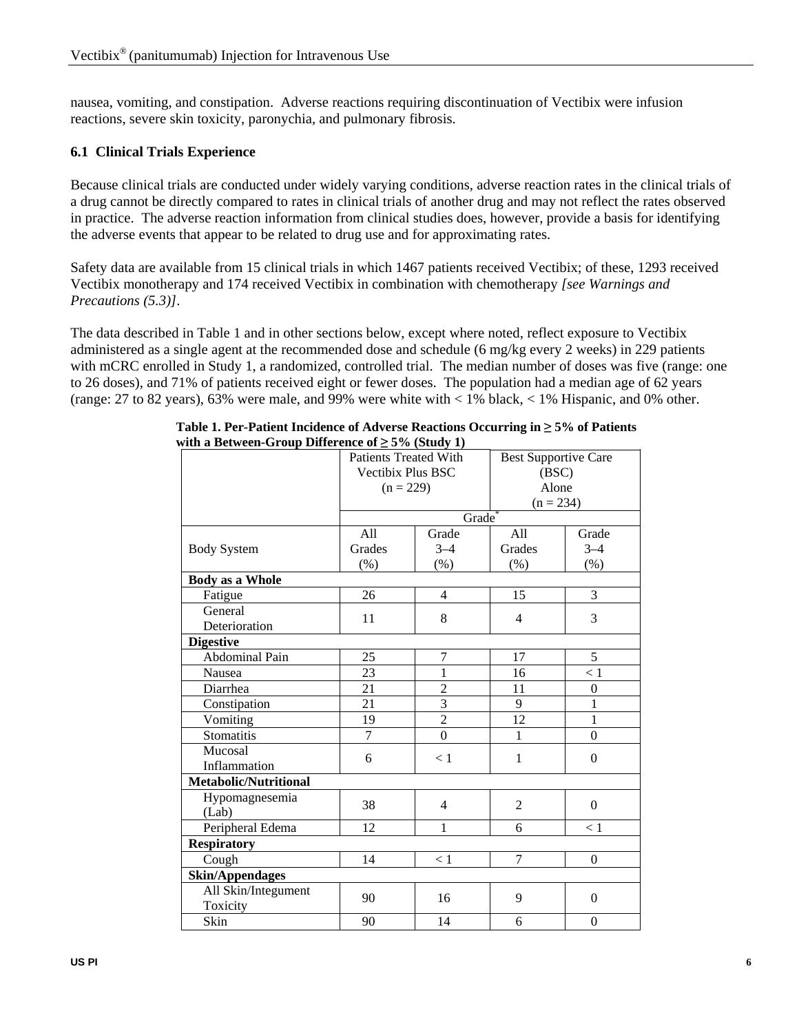nausea, vomiting, and constipation. Adverse reactions requiring discontinuation of Vectibix were infusion reactions, severe skin toxicity, paronychia, and pulmonary fibrosis.

## 6.1 Clinical Trials Experience

Because clinical trials are conducted under widely varying conditions, adverse reaction rates in the clinical trials of a drug cannot be directly compared to rates in clinical trials of another drug and may not reflect the rates observed in practice. The adverse reaction information from clinical studies does, however, provide a basis for identifying the adverse events that appear to be related to drug use and for approximating rates.

Safety data are available from 15 clinical trials in which 1467 patients received Vectibix; of these, 1293 received Vectibix monotherapy and 174 received Vectibix in combination with chemotherapy *[see Warnings and Precautions (5.3)]*.

The data described in Table 1 and in other sections below, except where noted, reflect exposure to Vectibix administered as a single agent at the recommended dose and schedule (6 mg/kg every 2 weeks) in 229 patients with mCRC enrolled in Study 1, a randomized, controlled trial. The median number of doses was five (range: one to 26 doses), and 71% of patients received eight or fewer doses. The population had a median age of 62 years (range: 27 to 82 years), 63% were male, and 99% were white with < 1% black, < 1% Hispanic, and 0% other.

**Table 1. Per-Patient Incidence of Adverse Reactions Occurring in ≥ 5% of Patients with a Between-Group Difference of ≥ 5% (Study 1)**

| | Patients Treated With Vectibix Plus BSC (n = 229) | | Best Supportive Care (BSC) Alone (n = 234) | |
|---|---|---|---|---|
| | Grade* | | | |
| Body System | All Grades (%) | Grade 3–4 (%) | All Grades (%) | Grade 3–4 (%) |
| **Body as a Whole** | | | | |
| Fatigue | 26 | 4 | 15 | 3 |
| General Deterioration | 11 | 8 | 4 | 3 |
| **Digestive** | | | | |
| Abdominal Pain | 25 | 7 | 17 | 5 |
| Nausea | 23 | 1 | 16 | < 1 |
| Diarrhea | 21 | 2 | 11 | 0 |
| Constipation | 21 | 3 | 9 | 1 |
| Vomiting | 19 | 2 | 12 | 1 |
| Stomatitis | 7 | 0 | 1 | 0 |
| Mucosal Inflammation | 6 | < 1 | 1 | 0 |
| **Metabolic/Nutritional** | | | | |
| Hypomagnesemia (Lab) | 38 | 4 | 2 | 0 |
| Peripheral Edema | 12 | 1 | 6 | < 1 |
| **Respiratory** | | | | |
| Cough | 14 | < 1 | 7 | 0 |
| **Skin/Appendages** | | | | |
| All Skin/Integument Toxicity | 90 | 16 | 9 | 0 |
| Skin | 90 | 14 | 6 | 0 |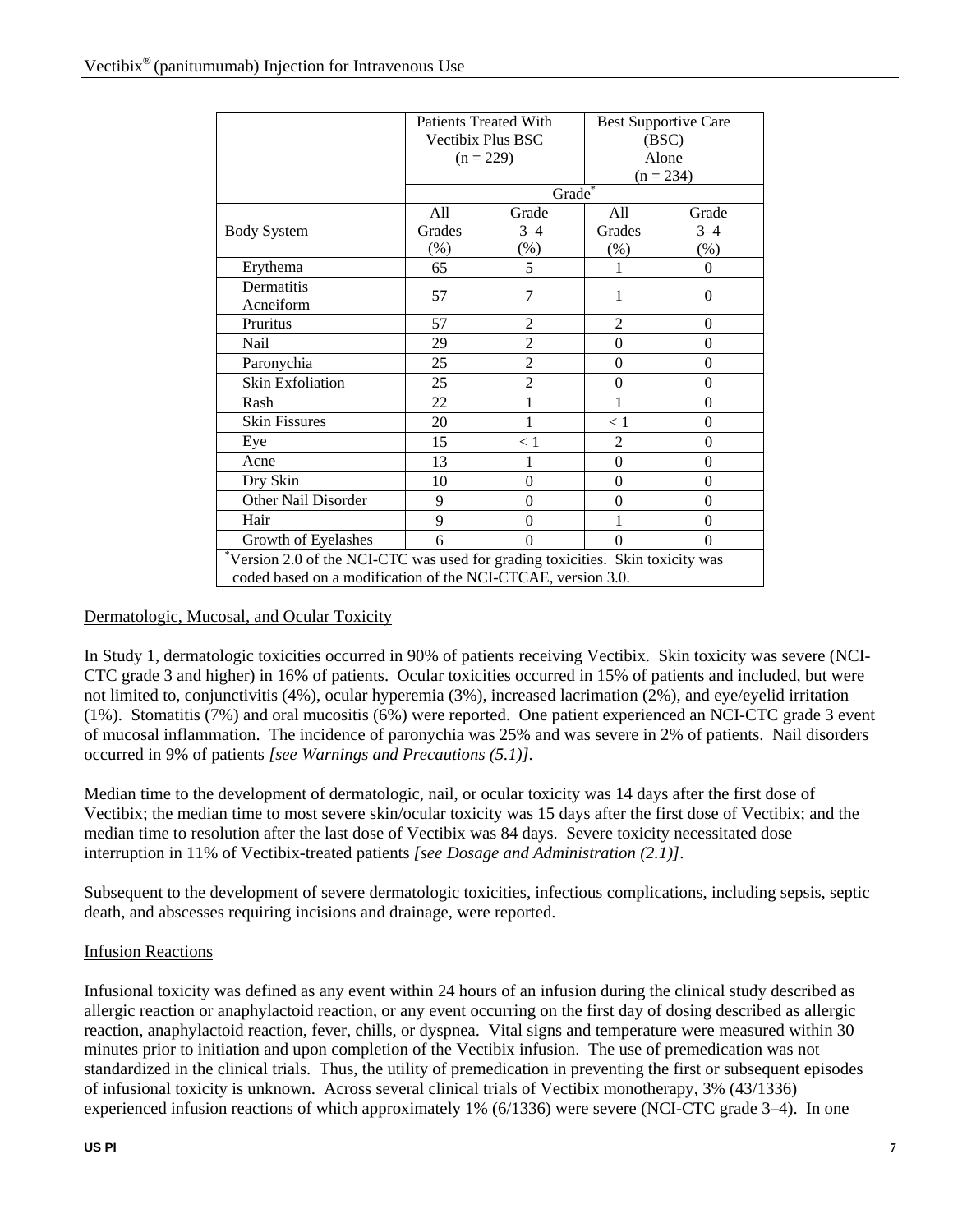| | Patients Treated With Vectibix Plus BSC (n = 229) | | Best Supportive Care (BSC) Alone (n = 234) | |
|---|---|---|---|---|
| | Grade[*] | | | |
| Body System | All Grades (%) | Grade 3–4 (%) | All Grades (%) | Grade 3–4 (%) |
| Erythema | 65 | 5 | 1 | 0 |
| Dermatitis Acneiform | 57 | 7 | 1 | 0 |
| Pruritus | 57 | 2 | 2 | 0 |
| Nail | 29 | 2 | 0 | 0 |
| Paronychia | 25 | 2 | 0 | 0 |
| Skin Exfoliation | 25 | 2 | 0 | 0 |
| Rash | 22 | 1 | 1 | 0 |
| Skin Fissures | 20 | 1 | < 1 | 0 |
| Eye | 15 | < 1 | 2 | 0 |
| Acne | 13 | 1 | 0 | 0 |
| Dry Skin | 10 | 0 | 0 | 0 |
| Other Nail Disorder | 9 | 0 | 0 | 0 |
| Hair | 9 | 0 | 1 | 0 |
| Growth of Eyelashes | 6 | 0 | 0 | 0 |

[*]Version 2.0 of the NCI-CTC was used for grading toxicities. Skin toxicity was coded based on a modification of the NCI-CTCAE, version 3.0.

Dermatologic, Mucosal, and Ocular Toxicity

In Study 1, dermatologic toxicities occurred in 90% of patients receiving Vectibix. Skin toxicity was severe (NCI-CTC grade 3 and higher) in 16% of patients. Ocular toxicities occurred in 15% of patients and included, but were not limited to, conjunctivitis (4%), ocular hyperemia (3%), increased lacrimation (2%), and eye/eyelid irritation (1%). Stomatitis (7%) and oral mucositis (6%) were reported. One patient experienced an NCI-CTC grade 3 event of mucosal inflammation. The incidence of paronychia was 25% and was severe in 2% of patients. Nail disorders occurred in 9% of patients *[see Warnings and Precautions (5.1)]*.

Median time to the development of dermatologic, nail, or ocular toxicity was 14 days after the first dose of Vectibix; the median time to most severe skin/ocular toxicity was 15 days after the first dose of Vectibix; and the median time to resolution after the last dose of Vectibix was 84 days. Severe toxicity necessitated dose interruption in 11% of Vectibix-treated patients *[see Dosage and Administration (2.1)]*.

Subsequent to the development of severe dermatologic toxicities, infectious complications, including sepsis, septic death, and abscesses requiring incisions and drainage, were reported.

Infusion Reactions

Infusional toxicity was defined as any event within 24 hours of an infusion during the clinical study described as allergic reaction or anaphylactoid reaction, or any event occurring on the first day of dosing described as allergic reaction, anaphylactoid reaction, fever, chills, or dyspnea. Vital signs and temperature were measured within 30 minutes prior to initiation and upon completion of the Vectibix infusion. The use of premedication was not standardized in the clinical trials. Thus, the utility of premedication in preventing the first or subsequent episodes of infusional toxicity is unknown. Across several clinical trials of Vectibix monotherapy, 3% (43/1336) experienced infusion reactions of which approximately 1% (6/1336) were severe (NCI-CTC grade 3–4). In one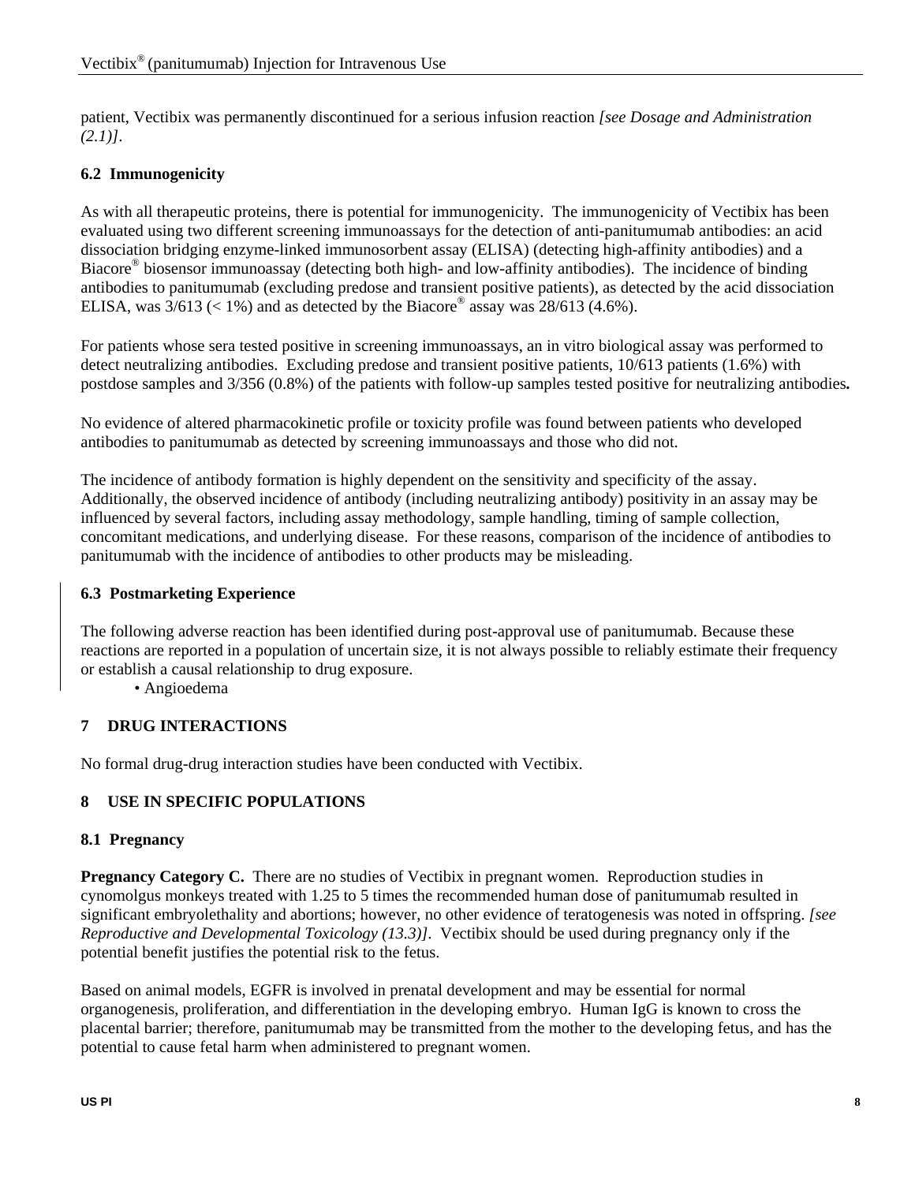patient, Vectibix was permanently discontinued for a serious infusion reaction *[see Dosage and Administration (2.1)]*.

### 6.2 Immunogenicity

As with all therapeutic proteins, there is potential for immunogenicity. The immunogenicity of Vectibix has been evaluated using two different screening immunoassays for the detection of anti-panitumumab antibodies: an acid dissociation bridging enzyme-linked immunosorbent assay (ELISA) (detecting high-affinity antibodies) and a Biacore® biosensor immunoassay (detecting both high- and low-affinity antibodies). The incidence of binding antibodies to panitumumab (excluding predose and transient positive patients), as detected by the acid dissociation ELISA, was 3/613 (< 1%) and as detected by the Biacore® assay was 28/613 (4.6%).

For patients whose sera tested positive in screening immunoassays, an in vitro biological assay was performed to detect neutralizing antibodies. Excluding predose and transient positive patients, 10/613 patients (1.6%) with postdose samples and 3/356 (0.8%) of the patients with follow-up samples tested positive for neutralizing antibodies**.**

No evidence of altered pharmacokinetic profile or toxicity profile was found between patients who developed antibodies to panitumumab as detected by screening immunoassays and those who did not.

The incidence of antibody formation is highly dependent on the sensitivity and specificity of the assay. Additionally, the observed incidence of antibody (including neutralizing antibody) positivity in an assay may be influenced by several factors, including assay methodology, sample handling, timing of sample collection, concomitant medications, and underlying disease. For these reasons, comparison of the incidence of antibodies to panitumumab with the incidence of antibodies to other products may be misleading.

### 6.3 Postmarketing Experience

The following adverse reaction has been identified during post-approval use of panitumumab. Because these reactions are reported in a population of uncertain size, it is not always possible to reliably estimate their frequency or establish a causal relationship to drug exposure.

- Angioedema

## 7 DRUG INTERACTIONS

No formal drug-drug interaction studies have been conducted with Vectibix.

## 8 USE IN SPECIFIC POPULATIONS

### 8.1 Pregnancy

**Pregnancy Category C.** There are no studies of Vectibix in pregnant women. Reproduction studies in cynomolgus monkeys treated with 1.25 to 5 times the recommended human dose of panitumumab resulted in significant embryolethality and abortions; however, no other evidence of teratogenesis was noted in offspring. *[see Reproductive and Developmental Toxicology (13.3)]*. Vectibix should be used during pregnancy only if the potential benefit justifies the potential risk to the fetus.

Based on animal models, EGFR is involved in prenatal development and may be essential for normal organogenesis, proliferation, and differentiation in the developing embryo. Human IgG is known to cross the placental barrier; therefore, panitumumab may be transmitted from the mother to the developing fetus, and has the potential to cause fetal harm when administered to pregnant women.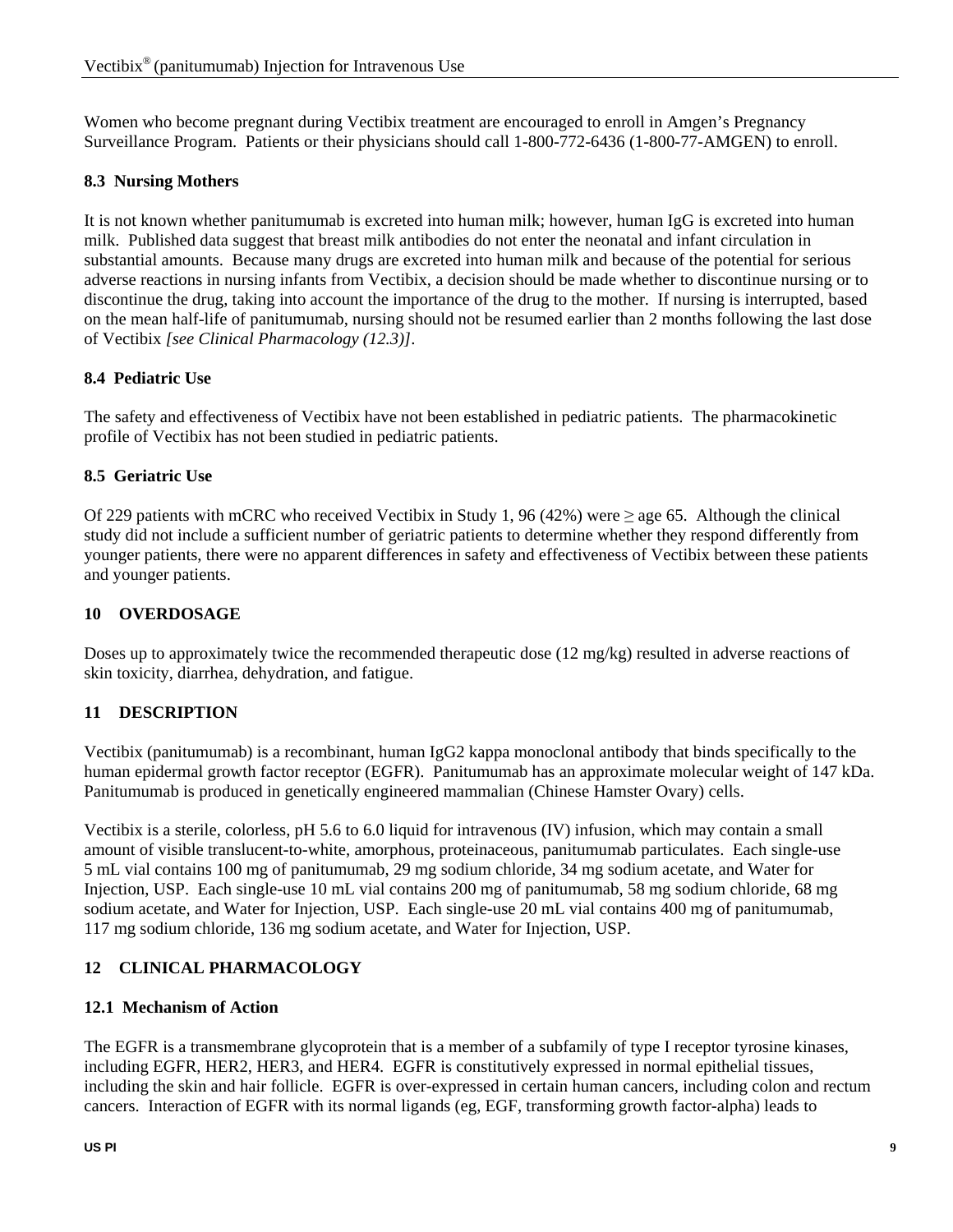Women who become pregnant during Vectibix treatment are encouraged to enroll in Amgen's Pregnancy Surveillance Program. Patients or their physicians should call 1-800-772-6436 (1-800-77-AMGEN) to enroll.

### 8.3 Nursing Mothers

It is not known whether panitumumab is excreted into human milk; however, human IgG is excreted into human milk. Published data suggest that breast milk antibodies do not enter the neonatal and infant circulation in substantial amounts. Because many drugs are excreted into human milk and because of the potential for serious adverse reactions in nursing infants from Vectibix, a decision should be made whether to discontinue nursing or to discontinue the drug, taking into account the importance of the drug to the mother. If nursing is interrupted, based on the mean half-life of panitumumab, nursing should not be resumed earlier than 2 months following the last dose of Vectibix *[see Clinical Pharmacology (12.3)]*.

### 8.4 Pediatric Use

The safety and effectiveness of Vectibix have not been established in pediatric patients. The pharmacokinetic profile of Vectibix has not been studied in pediatric patients.

### 8.5 Geriatric Use

Of 229 patients with mCRC who received Vectibix in Study 1, 96 (42%) were ≥ age 65. Although the clinical study did not include a sufficient number of geriatric patients to determine whether they respond differently from younger patients, there were no apparent differences in safety and effectiveness of Vectibix between these patients and younger patients.

## 10 OVERDOSAGE

Doses up to approximately twice the recommended therapeutic dose (12 mg/kg) resulted in adverse reactions of skin toxicity, diarrhea, dehydration, and fatigue.

## 11 DESCRIPTION

Vectibix (panitumumab) is a recombinant, human IgG2 kappa monoclonal antibody that binds specifically to the human epidermal growth factor receptor (EGFR). Panitumumab has an approximate molecular weight of 147 kDa. Panitumumab is produced in genetically engineered mammalian (Chinese Hamster Ovary) cells.

Vectibix is a sterile, colorless, pH 5.6 to 6.0 liquid for intravenous (IV) infusion, which may contain a small amount of visible translucent-to-white, amorphous, proteinaceous, panitumumab particulates. Each single-use 5 mL vial contains 100 mg of panitumumab, 29 mg sodium chloride, 34 mg sodium acetate, and Water for Injection, USP. Each single-use 10 mL vial contains 200 mg of panitumumab, 58 mg sodium chloride, 68 mg sodium acetate, and Water for Injection, USP. Each single-use 20 mL vial contains 400 mg of panitumumab, 117 mg sodium chloride, 136 mg sodium acetate, and Water for Injection, USP.

## 12 CLINICAL PHARMACOLOGY

### 12.1 Mechanism of Action

The EGFR is a transmembrane glycoprotein that is a member of a subfamily of type I receptor tyrosine kinases, including EGFR, HER2, HER3, and HER4. EGFR is constitutively expressed in normal epithelial tissues, including the skin and hair follicle. EGFR is over-expressed in certain human cancers, including colon and rectum cancers. Interaction of EGFR with its normal ligands (eg, EGF, transforming growth factor-alpha) leads to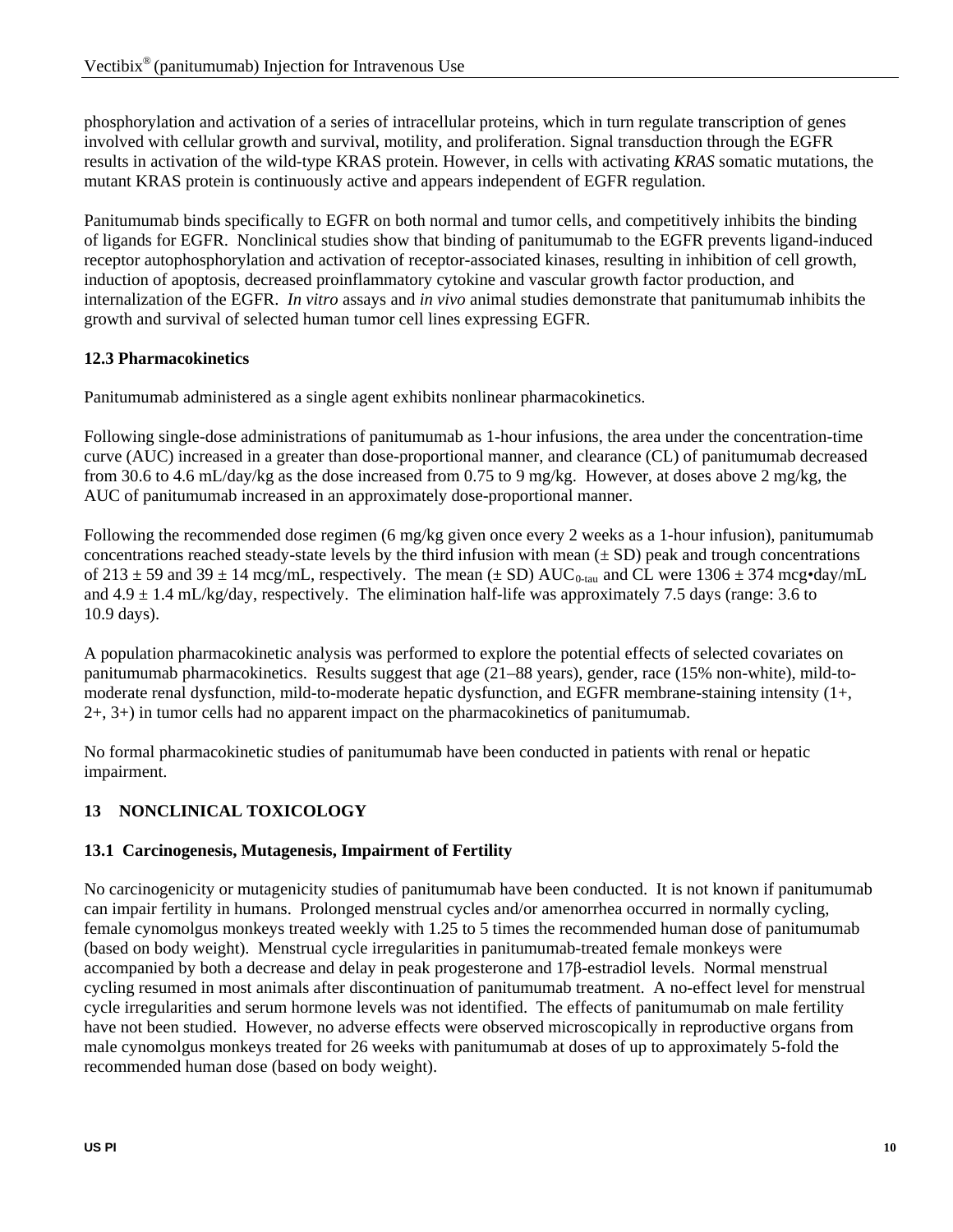phosphorylation and activation of a series of intracellular proteins, which in turn regulate transcription of genes involved with cellular growth and survival, motility, and proliferation. Signal transduction through the EGFR results in activation of the wild-type KRAS protein. However, in cells with activating *KRAS* somatic mutations, the mutant KRAS protein is continuously active and appears independent of EGFR regulation.

Panitumumab binds specifically to EGFR on both normal and tumor cells, and competitively inhibits the binding of ligands for EGFR. Nonclinical studies show that binding of panitumumab to the EGFR prevents ligand-induced receptor autophosphorylation and activation of receptor-associated kinases, resulting in inhibition of cell growth, induction of apoptosis, decreased proinflammatory cytokine and vascular growth factor production, and internalization of the EGFR. *In vitro* assays and *in vivo* animal studies demonstrate that panitumumab inhibits the growth and survival of selected human tumor cell lines expressing EGFR.

### 12.3 Pharmacokinetics

Panitumumab administered as a single agent exhibits nonlinear pharmacokinetics.

Following single-dose administrations of panitumumab as 1-hour infusions, the area under the concentration-time curve (AUC) increased in a greater than dose-proportional manner, and clearance (CL) of panitumumab decreased from 30.6 to 4.6 mL/day/kg as the dose increased from 0.75 to 9 mg/kg. However, at doses above 2 mg/kg, the AUC of panitumumab increased in an approximately dose-proportional manner.

Following the recommended dose regimen (6 mg/kg given once every 2 weeks as a 1-hour infusion), panitumumab concentrations reached steady-state levels by the third infusion with mean (± SD) peak and trough concentrations of 213 ± 59 and 39 ± 14 mcg/mL, respectively. The mean (± SD) $AUC_{0\text{-tau}}$ and CL were 1306 ± 374 mcg•day/mL and 4.9 ± 1.4 mL/kg/day, respectively. The elimination half-life was approximately 7.5 days (range: 3.6 to 10.9 days).

A population pharmacokinetic analysis was performed to explore the potential effects of selected covariates on panitumumab pharmacokinetics. Results suggest that age (21–88 years), gender, race (15% non-white), mild-to-moderate renal dysfunction, mild-to-moderate hepatic dysfunction, and EGFR membrane-staining intensity (1+, 2+, 3+) in tumor cells had no apparent impact on the pharmacokinetics of panitumumab.

No formal pharmacokinetic studies of panitumumab have been conducted in patients with renal or hepatic impairment.

## 13 NONCLINICAL TOXICOLOGY

### 13.1 Carcinogenesis, Mutagenesis, Impairment of Fertility

No carcinogenicity or mutagenicity studies of panitumumab have been conducted. It is not known if panitumumab can impair fertility in humans. Prolonged menstrual cycles and/or amenorrhea occurred in normally cycling, female cynomolgus monkeys treated weekly with 1.25 to 5 times the recommended human dose of panitumumab (based on body weight). Menstrual cycle irregularities in panitumumab-treated female monkeys were accompanied by both a decrease and delay in peak progesterone and 17β-estradiol levels. Normal menstrual cycling resumed in most animals after discontinuation of panitumumab treatment. A no-effect level for menstrual cycle irregularities and serum hormone levels was not identified. The effects of panitumumab on male fertility have not been studied. However, no adverse effects were observed microscopically in reproductive organs from male cynomolgus monkeys treated for 26 weeks with panitumumab at doses of up to approximately 5-fold the recommended human dose (based on body weight).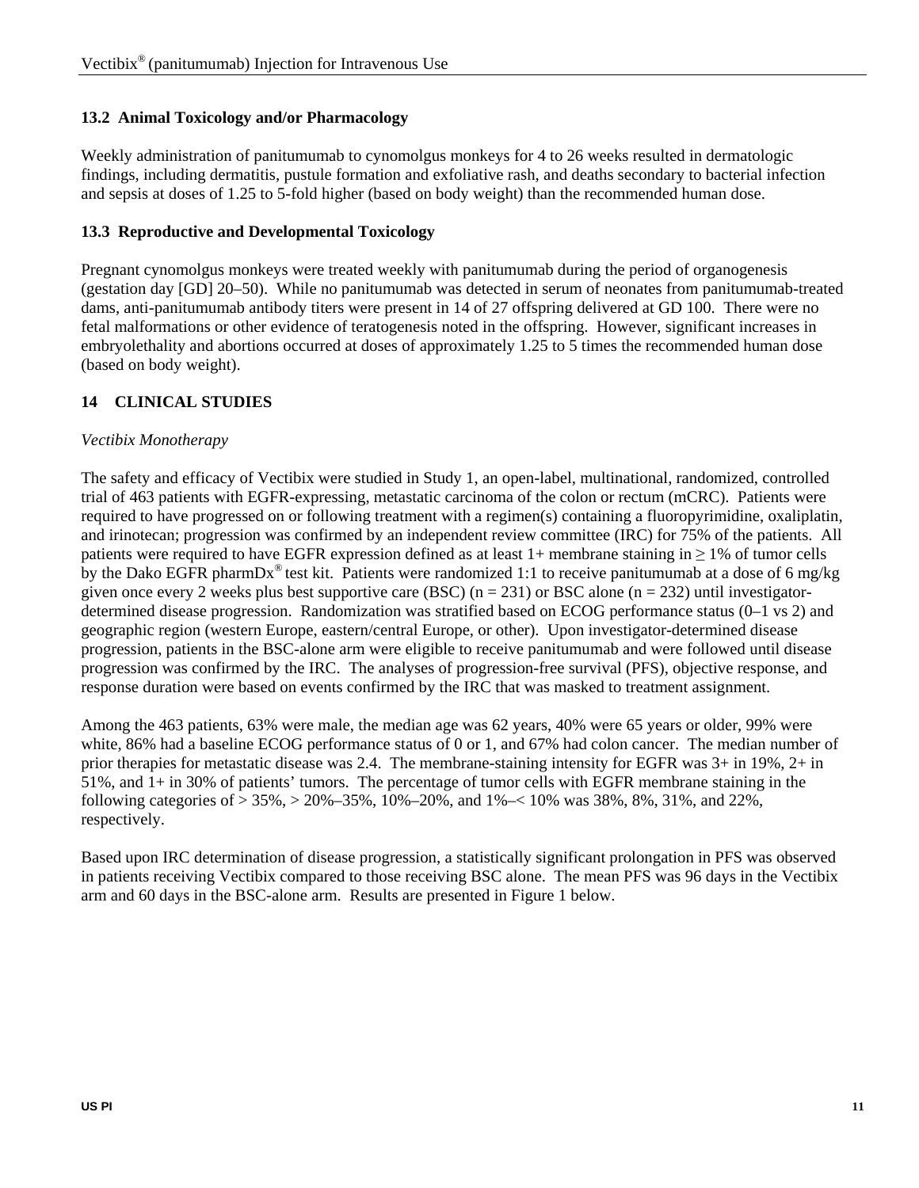## 13.2 Animal Toxicology and/or Pharmacology

Weekly administration of panitumumab to cynomolgus monkeys for 4 to 26 weeks resulted in dermatologic findings, including dermatitis, pustule formation and exfoliative rash, and deaths secondary to bacterial infection and sepsis at doses of 1.25 to 5-fold higher (based on body weight) than the recommended human dose.

## 13.3 Reproductive and Developmental Toxicology

Pregnant cynomolgus monkeys were treated weekly with panitumumab during the period of organogenesis (gestation day [GD] 20–50). While no panitumumab was detected in serum of neonates from panitumumab-treated dams, anti-panitumumab antibody titers were present in 14 of 27 offspring delivered at GD 100. There were no fetal malformations or other evidence of teratogenesis noted in the offspring. However, significant increases in embryolethality and abortions occurred at doses of approximately 1.25 to 5 times the recommended human dose (based on body weight).

# 14 CLINICAL STUDIES

*Vectibix Monotherapy*

The safety and efficacy of Vectibix were studied in Study 1, an open-label, multinational, randomized, controlled trial of 463 patients with EGFR-expressing, metastatic carcinoma of the colon or rectum (mCRC). Patients were required to have progressed on or following treatment with a regimen(s) containing a fluoropyrimidine, oxaliplatin, and irinotecan; progression was confirmed by an independent review committee (IRC) for 75% of the patients. All patients were required to have EGFR expression defined as at least 1+ membrane staining in ≥ 1% of tumor cells by the Dako EGFR pharmDx® test kit. Patients were randomized 1:1 to receive panitumumab at a dose of 6 mg/kg given once every 2 weeks plus best supportive care (BSC) (n = 231) or BSC alone (n = 232) until investigator-determined disease progression. Randomization was stratified based on ECOG performance status (0–1 vs 2) and geographic region (western Europe, eastern/central Europe, or other). Upon investigator-determined disease progression, patients in the BSC-alone arm were eligible to receive panitumumab and were followed until disease progression was confirmed by the IRC. The analyses of progression-free survival (PFS), objective response, and response duration were based on events confirmed by the IRC that was masked to treatment assignment.

Among the 463 patients, 63% were male, the median age was 62 years, 40% were 65 years or older, 99% were white, 86% had a baseline ECOG performance status of 0 or 1, and 67% had colon cancer. The median number of prior therapies for metastatic disease was 2.4. The membrane-staining intensity for EGFR was 3+ in 19%, 2+ in 51%, and 1+ in 30% of patients' tumors. The percentage of tumor cells with EGFR membrane staining in the following categories of > 35%, > 20%–35%, 10%–20%, and 1%–< 10% was 38%, 8%, 31%, and 22%, respectively.

Based upon IRC determination of disease progression, a statistically significant prolongation in PFS was observed in patients receiving Vectibix compared to those receiving BSC alone. The mean PFS was 96 days in the Vectibix arm and 60 days in the BSC-alone arm. Results are presented in Figure 1 below.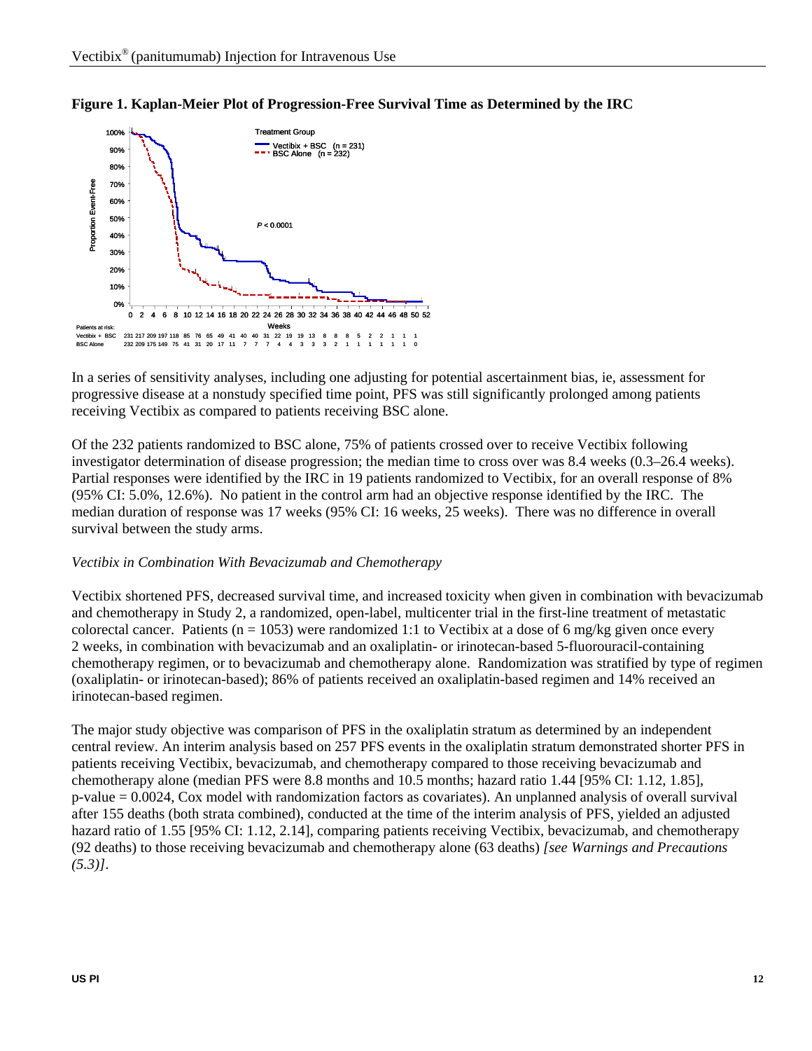**Figure 1. Kaplan-Meier Plot of Progression-Free Survival Time as Determined by the IRC**

In a series of sensitivity analyses, including one adjusting for potential ascertainment bias, ie, assessment for progressive disease at a nonstudy specified time point, PFS was still significantly prolonged among patients receiving Vectibix as compared to patients receiving BSC alone.

Of the 232 patients randomized to BSC alone, 75% of patients crossed over to receive Vectibix following investigator determination of disease progression; the median time to cross over was 8.4 weeks (0.3–26.4 weeks). Partial responses were identified by the IRC in 19 patients randomized to Vectibix, for an overall response of 8% (95% CI: 5.0%, 12.6%). No patient in the control arm had an objective response identified by the IRC. The median duration of response was 17 weeks (95% CI: 16 weeks, 25 weeks). There was no difference in overall survival between the study arms.

*Vectibix in Combination With Bevacizumab and Chemotherapy*

Vectibix shortened PFS, decreased survival time, and increased toxicity when given in combination with bevacizumab and chemotherapy in Study 2, a randomized, open-label, multicenter trial in the first-line treatment of metastatic colorectal cancer. Patients (n = 1053) were randomized 1:1 to Vectibix at a dose of 6 mg/kg given once every 2 weeks, in combination with bevacizumab and an oxaliplatin- or irinotecan-based 5-fluorouracil-containing chemotherapy regimen, or to bevacizumab and chemotherapy alone. Randomization was stratified by type of regimen (oxaliplatin- or irinotecan-based); 86% of patients received an oxaliplatin-based regimen and 14% received an irinotecan-based regimen.

The major study objective was comparison of PFS in the oxaliplatin stratum as determined by an independent central review. An interim analysis based on 257 PFS events in the oxaliplatin stratum demonstrated shorter PFS in patients receiving Vectibix, bevacizumab, and chemotherapy compared to those receiving bevacizumab and chemotherapy alone (median PFS were 8.8 months and 10.5 months; hazard ratio 1.44 [95% CI: 1.12, 1.85], p-value = 0.0024, Cox model with randomization factors as covariates). An unplanned analysis of overall survival after 155 deaths (both strata combined), conducted at the time of the interim analysis of PFS, yielded an adjusted hazard ratio of 1.55 [95% CI: 1.12, 2.14], comparing patients receiving Vectibix, bevacizumab, and chemotherapy (92 deaths) to those receiving bevacizumab and chemotherapy alone (63 deaths) *[see Warnings and Precautions (5.3)]*.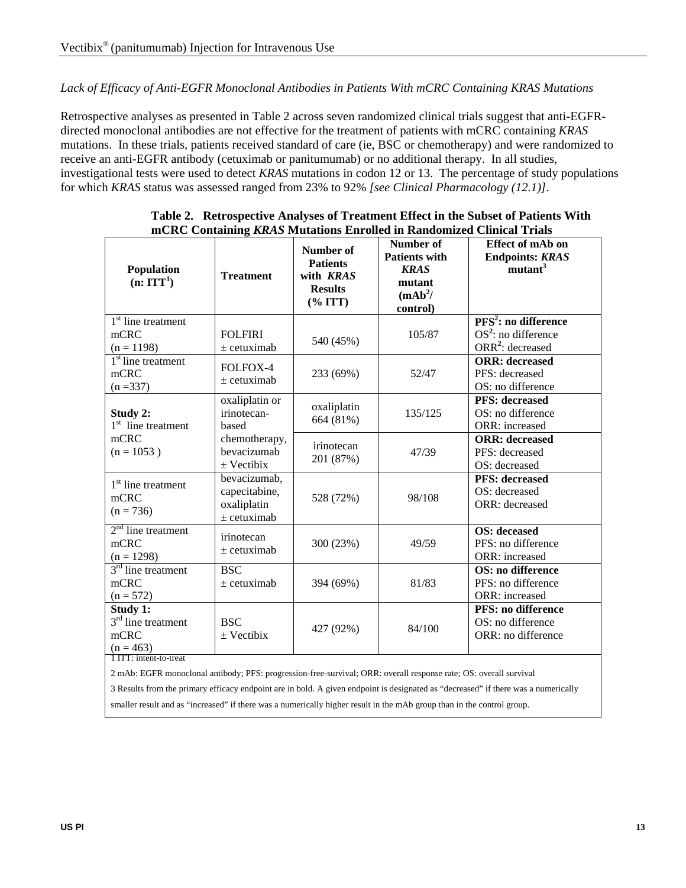*Lack of Efficacy of Anti-EGFR Monoclonal Antibodies in Patients With mCRC Containing KRAS Mutations*

Retrospective analyses as presented in Table 2 across seven randomized clinical trials suggest that anti-EGFR-directed monoclonal antibodies are not effective for the treatment of patients with mCRC containing *KRAS* mutations. In these trials, patients received standard of care (ie, BSC or chemotherapy) and were randomized to receive an anti-EGFR antibody (cetuximab or panitumumab) or no additional therapy. In all studies, investigational tests were used to detect *KRAS* mutations in codon 12 or 13. The percentage of study populations for which *KRAS* status was assessed ranged from 23% to 92% *[see Clinical Pharmacology (12.1)]*.

**Table 2. Retrospective Analyses of Treatment Effect in the Subset of Patients With mCRC Containing *KRAS* Mutations Enrolled in Randomized Clinical Trials**

| Population (n: ITT[1]) | Treatment | Number of Patients with *KRAS* Results (% ITT) | Number of Patients with *KRAS* mutant (mAb[2]/ control) | Effect of mAb on Endpoints: *KRAS* mutant[3] |
|---|---|---|---|---|
| 1st line treatment mCRC (n = 1198) | FOLFIRI ± cetuximab | 540 (45%) | 105/87 | **PFS[2]: no difference**<br>OS[2]: no difference<br>ORR[2]: decreased |
| 1st line treatment mCRC (n =337) | FOLFOX-4 ± cetuximab | 233 (69%) | 52/47 | **ORR: decreased**<br>PFS: decreased<br>OS: no difference |
| **Study 2:** 1st line treatment mCRC (n = 1053 ) | oxaliplatin or irinotecan-based chemotherapy, bevacizumab ± Vectibix | oxaliplatin 664 (81%) | 135/125 | **PFS: decreased**<br>OS: no difference<br>ORR: increased |
| | | irinotecan 201 (87%) | 47/39 | **ORR: decreased**<br>PFS: decreased<br>OS: decreased |
| 1st line treatment mCRC (n = 736) | bevacizumab, capecitabine, oxaliplatin ± cetuximab | 528 (72%) | 98/108 | **PFS: decreased**<br>OS: decreased<br>ORR: decreased |
| 2nd line treatment mCRC (n = 1298) | irinotecan ± cetuximab | 300 (23%) | 49/59 | **OS: deceased**<br>PFS: no difference<br>ORR: increased |
| 3rd line treatment mCRC (n = 572) | BSC ± cetuximab | 394 (69%) | 81/83 | **OS: no difference**<br>PFS: no difference<br>ORR: increased |
| **Study 1:** 3rd line treatment mCRC (n = 463) | BSC ± Vectibix | 427 (92%) | 84/100 | **PFS: no difference**<br>OS: no difference<br>ORR: no difference |

1 ITT: intent-to-treat

2 mAb: EGFR monoclonal antibody; PFS: progression-free-survival; ORR: overall response rate; OS: overall survival

3 Results from the primary efficacy endpoint are in bold. A given endpoint is designated as "decreased" if there was a numerically smaller result and as "increased" if there was a numerically higher result in the mAb group than in the control group.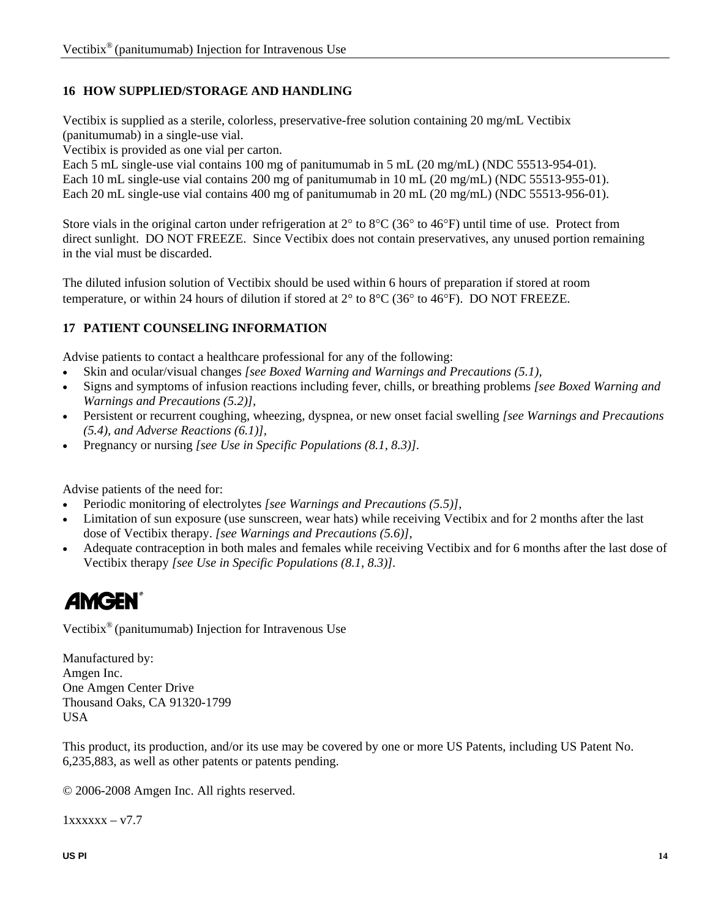## 16 HOW SUPPLIED/STORAGE AND HANDLING

Vectibix is supplied as a sterile, colorless, preservative-free solution containing 20 mg/mL Vectibix (panitumumab) in a single-use vial.
Vectibix is provided as one vial per carton.
Each 5 mL single-use vial contains 100 mg of panitumumab in 5 mL (20 mg/mL) (NDC 55513-954-01).
Each 10 mL single-use vial contains 200 mg of panitumumab in 10 mL (20 mg/mL) (NDC 55513-955-01).
Each 20 mL single-use vial contains 400 mg of panitumumab in 20 mL (20 mg/mL) (NDC 55513-956-01).

Store vials in the original carton under refrigeration at 2° to 8°C (36° to 46°F) until time of use. Protect from direct sunlight. DO NOT FREEZE. Since Vectibix does not contain preservatives, any unused portion remaining in the vial must be discarded.

The diluted infusion solution of Vectibix should be used within 6 hours of preparation if stored at room temperature, or within 24 hours of dilution if stored at 2° to 8°C (36° to 46°F). DO NOT FREEZE.

## 17 PATIENT COUNSELING INFORMATION

Advise patients to contact a healthcare professional for any of the following:

- Skin and ocular/visual changes *[see Boxed Warning and Warnings and Precautions (5.1),*
- Signs and symptoms of infusion reactions including fever, chills, or breathing problems *[see Boxed Warning and Warnings and Precautions (5.2)],*
- Persistent or recurrent coughing, wheezing, dyspnea, or new onset facial swelling *[see Warnings and Precautions (5.4), and Adverse Reactions (6.1)],*
- Pregnancy or nursing *[see Use in Specific Populations (8.1, 8.3)].*

Advise patients of the need for:

- Periodic monitoring of electrolytes *[see Warnings and Precautions (5.5)],*
- Limitation of sun exposure (use sunscreen, wear hats) while receiving Vectibix and for 2 months after the last dose of Vectibix therapy. *[see Warnings and Precautions (5.6)],*
- Adequate contraception in both males and females while receiving Vectibix and for 6 months after the last dose of Vectibix therapy *[see Use in Specific Populations (8.1, 8.3)].*

AMGEN®

Vectibix® (panitumumab) Injection for Intravenous Use

Manufactured by:
Amgen Inc.
One Amgen Center Drive
Thousand Oaks, CA 91320-1799
USA

This product, its production, and/or its use may be covered by one or more US Patents, including US Patent No. 6,235,883, as well as other patents or patents pending.

© 2006-2008 Amgen Inc. All rights reserved.

1xxxxxx – v7.7